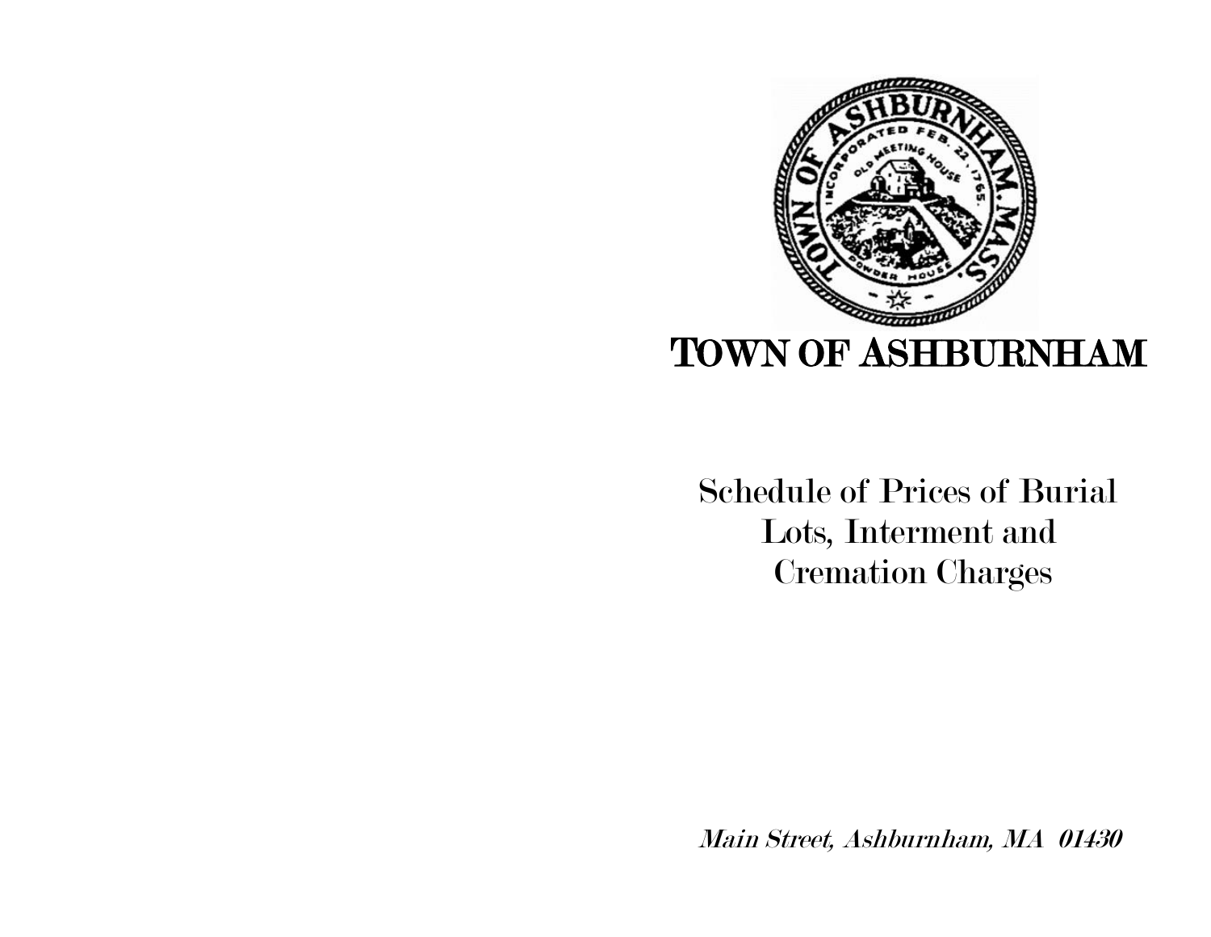# TOWN OF ASHBURNHAM

## Schedule of Prices of Burial Lots, Interment and Cremation Charges

*Main Street, Ashburnham, MA 01430*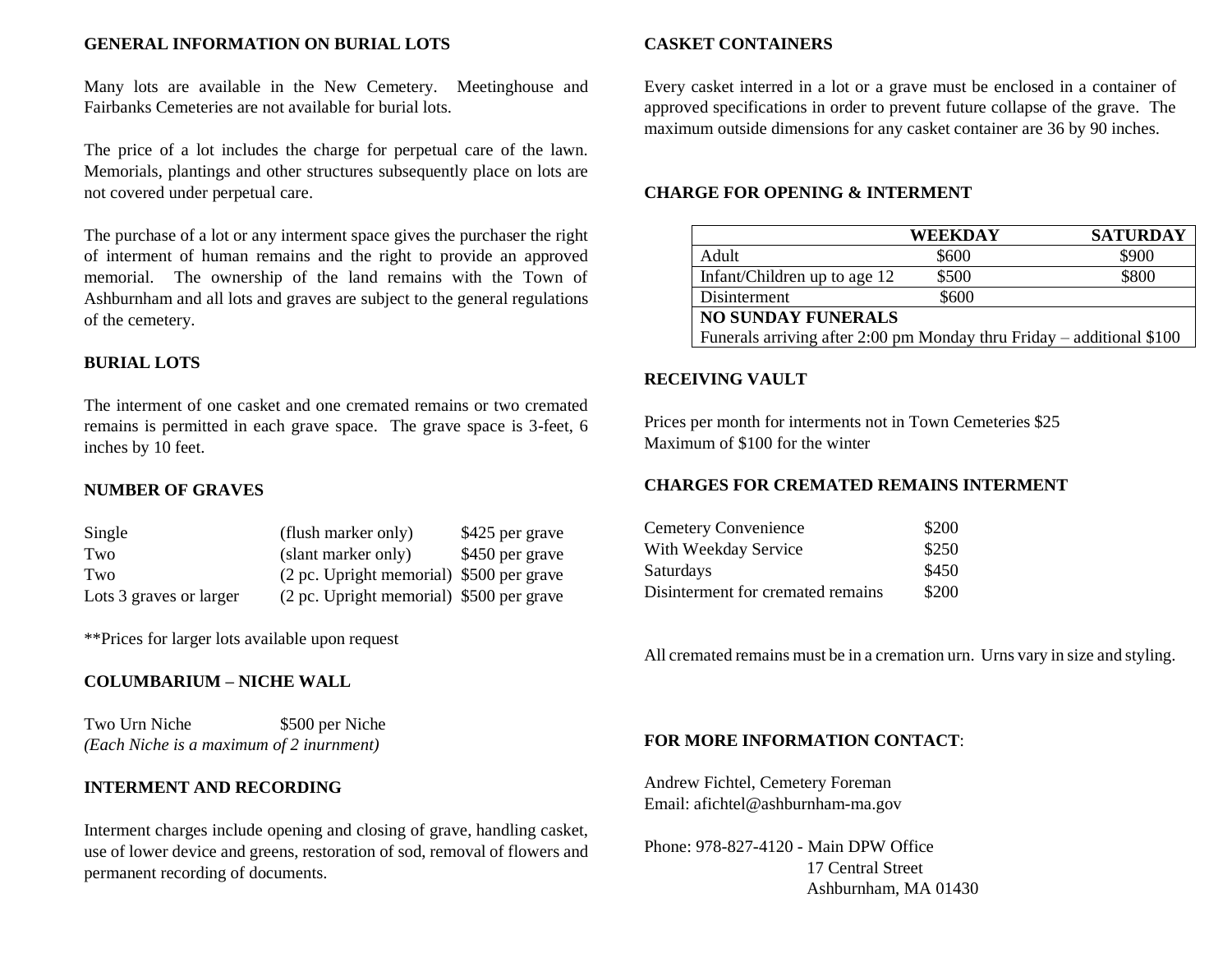## GENERAL INFORMATION ON BURIAL LOTS

Many lots are available in the New Cemetery. Meetinghouse and Fairbanks Cemeteries are not available for burial lots.

The price of a lot includes the charge for perpetual care of the lawn. Memorials, plantings and other structures subsequently place on lots are not covered under perpetual care.

The purchase of a lot or any interment space gives the purchaser the right of interment of human remains and the right to provide an approved memorial. The ownership of the land remains with the Town of Ashburnham and all lots and graves are subject to the general regulations of the cemetery.

## BURIAL LOTS

The interment of one casket and one cremated remains or two cremated remains is permitted in each grave space. The grave space is 3-feet, 6 inches by 10 feet.

## NUMBER OF GRAVES

| | | |
|---|---|---|
| Single | (flush marker only) | $425 per grave |
| Two | (slant marker only) | $450 per grave |
| Two | (2 pc. Upright memorial) | $500 per grave |
| Lots 3 graves or larger | (2 pc. Upright memorial) | $500 per grave |

**Prices for larger lots available upon request

## COLUMBARIUM – NICHE WALL

Two Urn Niche $500 per Niche
*(Each Niche is a maximum of 2 inurnment)*

## INTERMENT AND RECORDING

Interment charges include opening and closing of grave, handling casket, use of lower device and greens, restoration of sod, removal of flowers and permanent recording of documents.

## CASKET CONTAINERS

Every casket interred in a lot or a grave must be enclosed in a container of approved specifications in order to prevent future collapse of the grave. The maximum outside dimensions for any casket container are 36 by 90 inches.

## CHARGE FOR OPENING & INTERMENT

| | WEEKDAY | SATURDAY |
|---|---|---|
| Adult | $600 | $900 |
| Infant/Children up to age 12 | $500 | $800 |
| Disinterment | $600 | |
| **NO SUNDAY FUNERALS** | | |
| Funerals arriving after 2:00 pm Monday thru Friday – additional $100 | | |

## RECEIVING VAULT

Prices per month for interments not in Town Cemeteries $25
Maximum of $100 for the winter

## CHARGES FOR CREMATED REMAINS INTERMENT

| | |
|---|---|
| Cemetery Convenience | $200 |
| With Weekday Service | $250 |
| Saturdays | $450 |
| Disinterment for cremated remains | $200 |

All cremated remains must be in a cremation urn. Urns vary in size and styling.

**FOR MORE INFORMATION CONTACT**:

Andrew Fichtel, Cemetery Foreman
Email: afichtel@ashburnham-ma.gov

Phone: 978-827-4120 - Main DPW Office
17 Central Street
Ashburnham, MA 01430